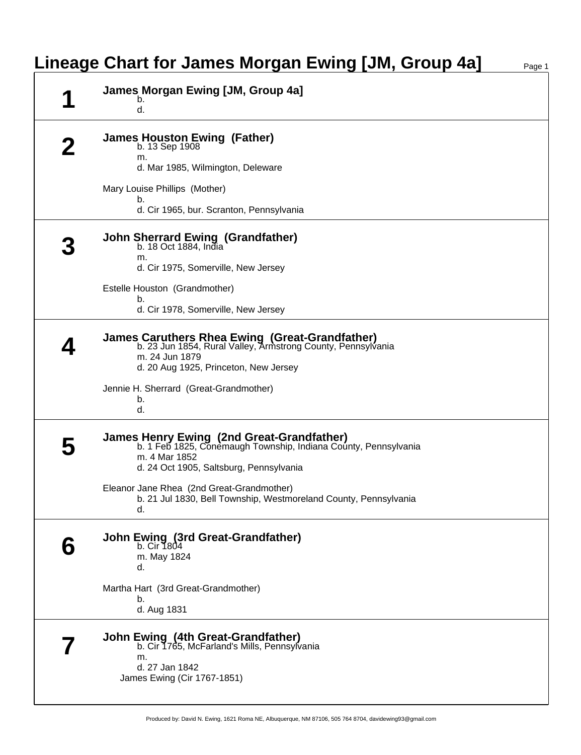# Lineage Chart for James Morgan Ewing [JM, Group 4a]

## 1

**James Morgan Ewing [JM, Group 4a]**
b.
d.

## 2

**James Houston Ewing (Father)**
b. 13 Sep 1908
m.
d. Mar 1985, Wilmington, Deleware

Mary Louise Phillips (Mother)
b.
d. Cir 1965, bur. Scranton, Pennsylvania

## 3

**John Sherrard Ewing (Grandfather)**
b. 18 Oct 1884, India
m.
d. Cir 1975, Somerville, New Jersey

Estelle Houston (Grandmother)
b.
d. Cir 1978, Somerville, New Jersey

## 4

**James Caruthers Rhea Ewing (Great-Grandfather)**
b. 23 Jun 1854, Rural Valley, Armstrong County, Pennsylvania
m. 24 Jun 1879
d. 20 Aug 1925, Princeton, New Jersey

Jennie H. Sherrard (Great-Grandmother)
b.
d.

## 5

**James Henry Ewing (2nd Great-Grandfather)**
b. 1 Feb 1825, Conemaugh Township, Indiana County, Pennsylvania
m. 4 Mar 1852
d. 24 Oct 1905, Saltsburg, Pennsylvania

Eleanor Jane Rhea (2nd Great-Grandmother)
b. 21 Jul 1830, Bell Township, Westmoreland County, Pennsylvania
d.

## 6

**John Ewing (3rd Great-Grandfather)**
b. Cir 1804
m. May 1824
d.

Martha Hart (3rd Great-Grandmother)
b.
d. Aug 1831

## 7

**John Ewing (4th Great-Grandfather)**
b. Cir 1765, McFarland's Mills, Pennsylvania
m.
d. 27 Jan 1842

James Ewing (Cir 1767-1851)

Produced by: David N. Ewing, 1621 Roma NE, Albuquerque, NM 87106, 505 764 8704, davidewing93@gmail.com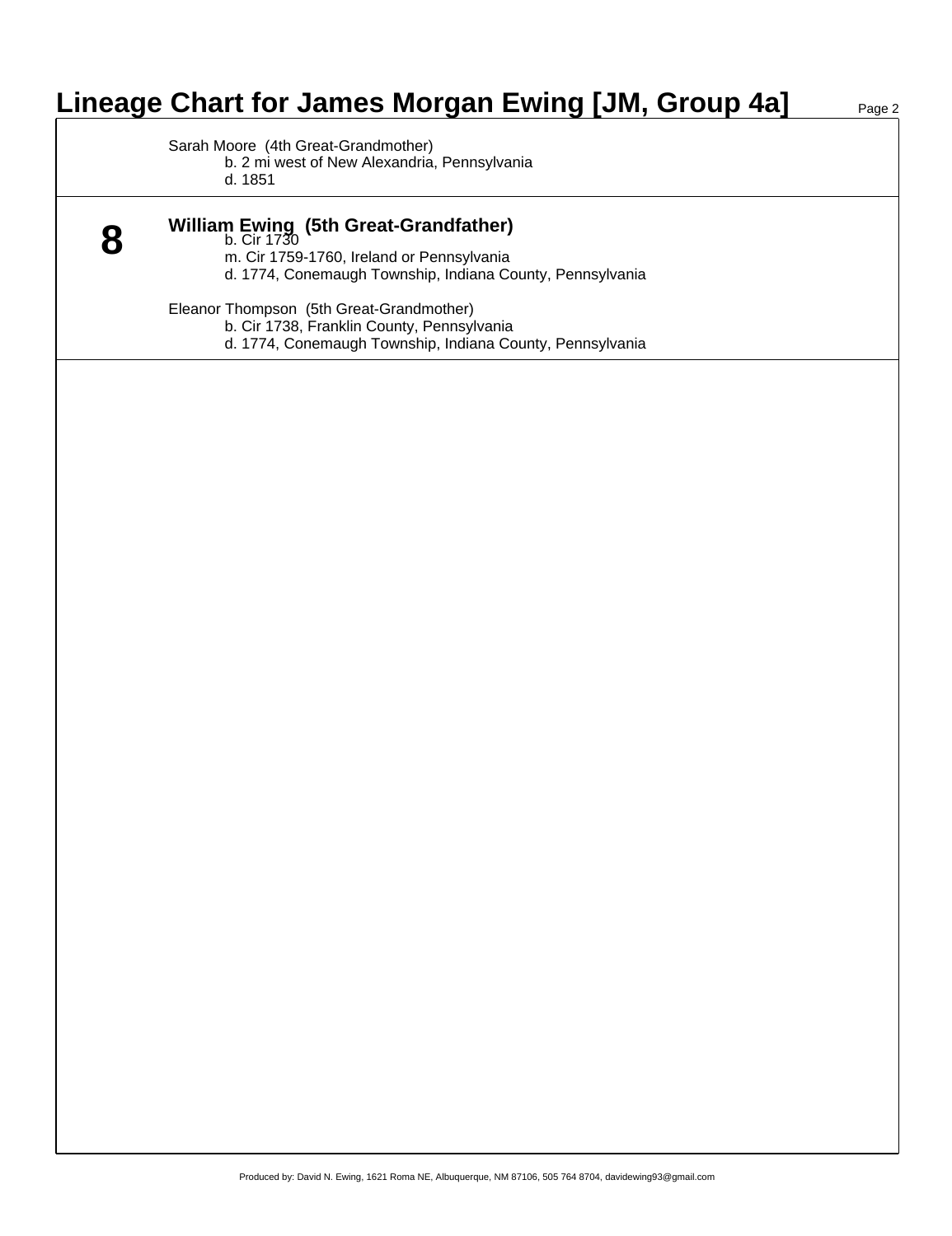Sarah Moore (4th Great-Grandmother)
b. 2 mi west of New Alexandria, Pennsylvania
d. 1851

---

## 8

**William Ewing (5th Great-Grandfather)**
b. Cir 1730
m. Cir 1759-1760, Ireland or Pennsylvania
d. 1774, Conemaugh Township, Indiana County, Pennsylvania

Eleanor Thompson (5th Great-Grandmother)
b. Cir 1738, Franklin County, Pennsylvania
d. 1774, Conemaugh Township, Indiana County, Pennsylvania

Produced by: David N. Ewing, 1621 Roma NE, Albuquerque, NM 87106, 505 764 8704, davidewing93@gmail.com